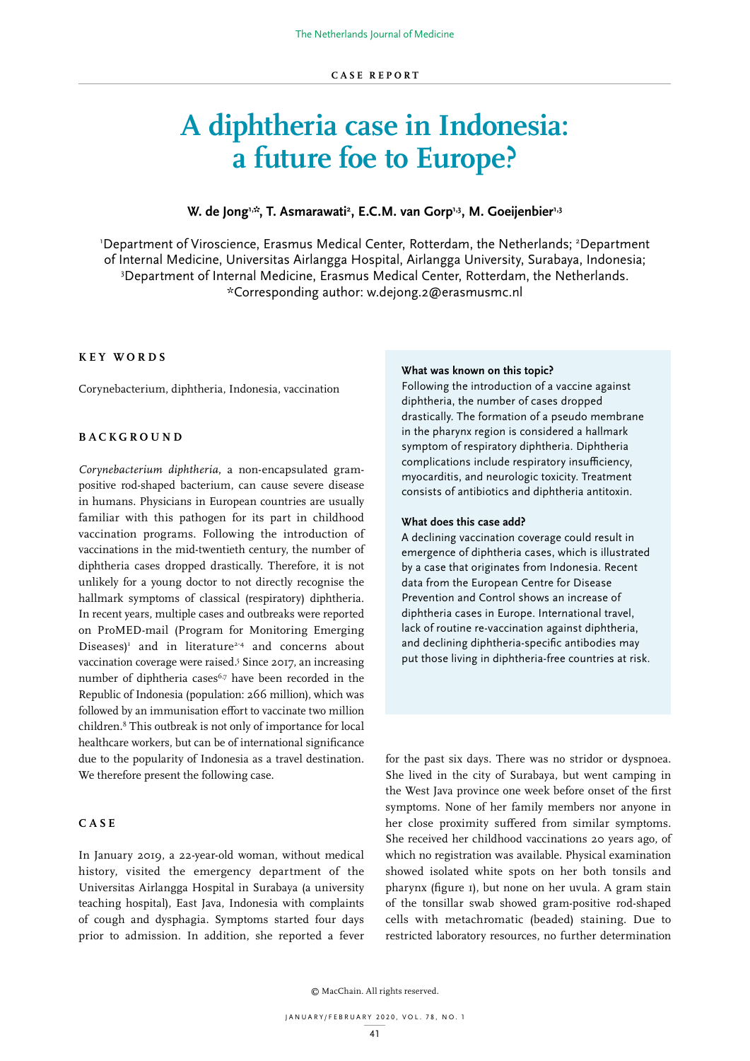CASE REPORT

# A diphtheria case in Indonesia: a future foe to Europe?

**W. de Jong[1,\*], T. Asmarawati[2], E.C.M. van Gorp[1,3], M. Goeijenbier[1,3]**

[1]Department of Viroscience, Erasmus Medical Center, Rotterdam, the Netherlands; [2]Department of Internal Medicine, Universitas Airlangga Hospital, Airlangga University, Surabaya, Indonesia; [3]Department of Internal Medicine, Erasmus Medical Center, Rotterdam, the Netherlands. *Corresponding author: w.dejong.2@erasmusmc.nl

## KEY WORDS

Corynebacterium, diphtheria, Indonesia, vaccination

## BACKGROUND

*Corynebacterium diphtheria*, a non-encapsulated gram-positive rod-shaped bacterium, can cause severe disease in humans. Physicians in European countries are usually familiar with this pathogen for its part in childhood vaccination programs. Following the introduction of vaccinations in the mid-twentieth century, the number of diphtheria cases dropped drastically. Therefore, it is not unlikely for a young doctor to not directly recognise the hallmark symptoms of classical (respiratory) diphtheria. In recent years, multiple cases and outbreaks were reported on ProMED-mail (Program for Monitoring Emerging Diseases)[1] and in literature[2-4] and concerns about vaccination coverage were raised.[5] Since 2017, an increasing number of diphtheria cases[6,7] have been recorded in the Republic of Indonesia (population: 266 million), which was followed by an immunisation effort to vaccinate two million children.[8] This outbreak is not only of importance for local healthcare workers, but can be of international significance due to the popularity of Indonesia as a travel destination. We therefore present the following case.

**What was known on this topic?**
Following the introduction of a vaccine against diphtheria, the number of cases dropped drastically. The formation of a pseudo membrane in the pharynx region is considered a hallmark symptom of respiratory diphtheria. Diphtheria complications include respiratory insufficiency, myocarditis, and neurologic toxicity. Treatment consists of antibiotics and diphtheria antitoxin.

**What does this case add?**
A declining vaccination coverage could result in emergence of diphtheria cases, which is illustrated by a case that originates from Indonesia. Recent data from the European Centre for Disease Prevention and Control shows an increase of diphtheria cases in Europe. International travel, lack of routine re-vaccination against diphtheria, and declining diphtheria-specific antibodies may put those living in diphtheria-free countries at risk.

## CASE

In January 2019, a 22-year-old woman, without medical history, visited the emergency department of the Universitas Airlangga Hospital in Surabaya (a university teaching hospital), East Java, Indonesia with complaints of cough and dysphagia. Symptoms started four days prior to admission. In addition, she reported a fever for the past six days. There was no stridor or dyspnoea. She lived in the city of Surabaya, but went camping in the West Java province one week before onset of the first symptoms. None of her family members nor anyone in her close proximity suffered from similar symptoms. She received her childhood vaccinations 20 years ago, of which no registration was available. Physical examination showed isolated white spots on her both tonsils and pharynx (figure 1), but none on her uvula. A gram stain of the tonsillar swab showed gram-positive rod-shaped cells with metachromatic (beaded) staining. Due to restricted laboratory resources, no further determination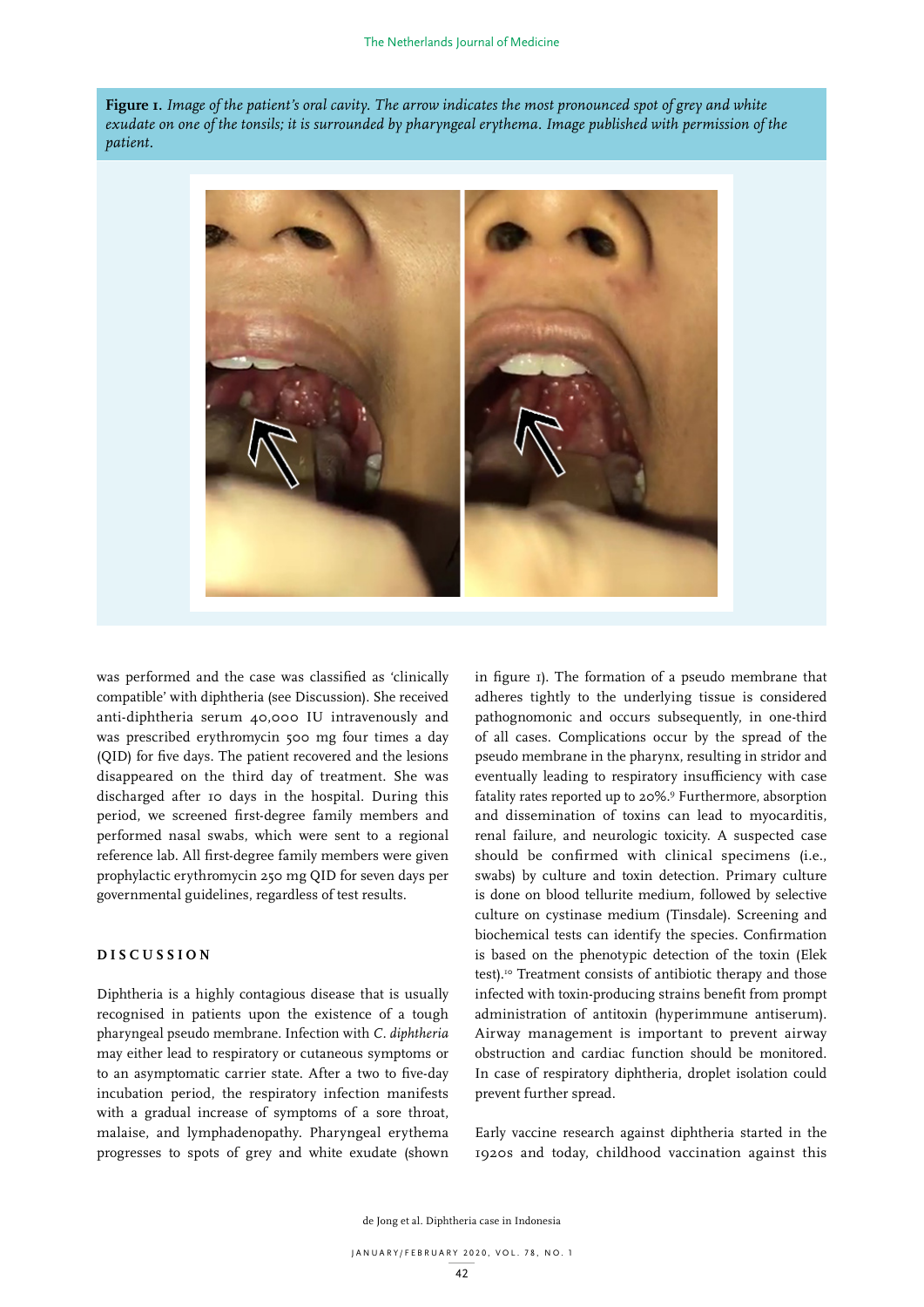**Figure 1.** *Image of the patient's oral cavity. The arrow indicates the most pronounced spot of grey and white exudate on one of the tonsils; it is surrounded by pharyngeal erythema. Image published with permission of the patient.*

was performed and the case was classified as 'clinically compatible' with diphtheria (see Discussion). She received anti-diphtheria serum 40,000 IU intravenously and was prescribed erythromycin 500 mg four times a day (QID) for five days. The patient recovered and the lesions disappeared on the third day of treatment. She was discharged after 10 days in the hospital. During this period, we screened first-degree family members and performed nasal swabs, which were sent to a regional reference lab. All first-degree family members were given prophylactic erythromycin 250 mg QID for seven days per governmental guidelines, regardless of test results.

## DISCUSSION

Diphtheria is a highly contagious disease that is usually recognised in patients upon the existence of a tough pharyngeal pseudo membrane. Infection with *C. diphtheria* may either lead to respiratory or cutaneous symptoms or to an asymptomatic carrier state. After a two to five-day incubation period, the respiratory infection manifests with a gradual increase of symptoms of a sore throat, malaise, and lymphadenopathy. Pharyngeal erythema progresses to spots of grey and white exudate (shown in figure 1). The formation of a pseudo membrane that adheres tightly to the underlying tissue is considered pathognomonic and occurs subsequently, in one-third of all cases. Complications occur by the spread of the pseudo membrane in the pharynx, resulting in stridor and eventually leading to respiratory insufficiency with case fatality rates reported up to 20%.[9] Furthermore, absorption and dissemination of toxins can lead to myocarditis, renal failure, and neurologic toxicity. A suspected case should be confirmed with clinical specimens (i.e., swabs) by culture and toxin detection. Primary culture is done on blood tellurite medium, followed by selective culture on cystinase medium (Tinsdale). Screening and biochemical tests can identify the species. Confirmation is based on the phenotypic detection of the toxin (Elek test).[10] Treatment consists of antibiotic therapy and those infected with toxin-producing strains benefit from prompt administration of antitoxin (hyperimmune antiserum). Airway management is important to prevent airway obstruction and cardiac function should be monitored. In case of respiratory diphtheria, droplet isolation could prevent further spread.

Early vaccine research against diphtheria started in the 1920s and today, childhood vaccination against this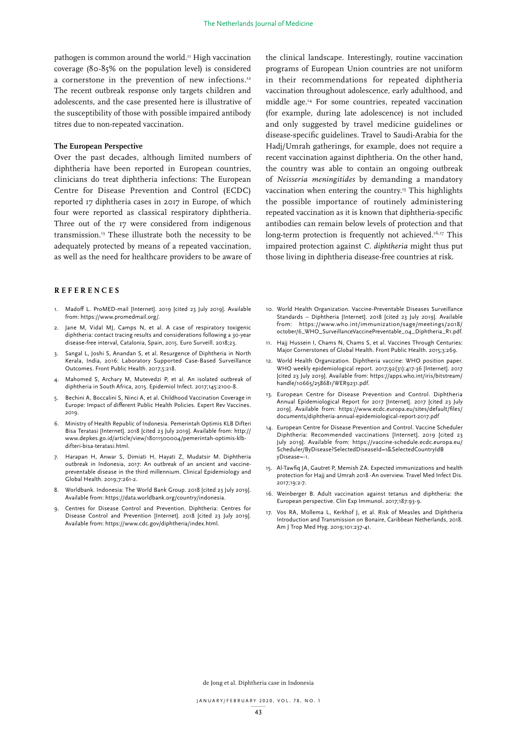pathogen is common around the world.[11] High vaccination coverage (80-85% on the population level) is considered a cornerstone in the prevention of new infections.[12] The recent outbreak response only targets children and adolescents, and the case presented here is illustrative of the susceptibility of those with possible impaired antibody titres due to non-repeated vaccination.

### The European Perspective

Over the past decades, although limited numbers of diphtheria have been reported in European countries, clinicians do treat diphtheria infections: The European Centre for Disease Prevention and Control (ECDC) reported 17 diphtheria cases in 2017 in Europe, of which four were reported as classical respiratory diphtheria. Three out of the 17 were considered from indigenous transmission.[13] These illustrate both the necessity to be adequately protected by means of a repeated vaccination, as well as the need for healthcare providers to be aware of the clinical landscape. Interestingly, routine vaccination programs of European Union countries are not uniform in their recommendations for repeated diphtheria vaccination throughout adolescence, early adulthood, and middle age.[14] For some countries, repeated vaccination (for example, during late adolescence) is not included and only suggested by travel medicine guidelines or disease-specific guidelines. Travel to Saudi-Arabia for the Hadj/Umrah gatherings, for example, does not require a recent vaccination against diphtheria. On the other hand, the country was able to contain an ongoing outbreak of *Neisseria meningitides* by demanding a mandatory vaccination when entering the country.[15] This highlights the possible importance of routinely administering repeated vaccination as it is known that diphtheria-specific antibodies can remain below levels of protection and that long-term protection is frequently not achieved.[16,17] This impaired protection against *C. diphtheria* might thus put those living in diphtheria disease-free countries at risk.

## REFERENCES

1. Madoff L. ProMED-mail [Internet]. 2019 [cited 23 July 2019]. Available from: https://www.promedmail.org/.
2. Jane M, Vidal MJ, Camps N, et al. A case of respiratory toxigenic diphtheria: contact tracing results and considerations following a 30-year disease-free interval, Catalonia, Spain, 2015. Euro Surveill. 2018;23.
3. Sangal L, Joshi S, Anandan S, et al. Resurgence of Diphtheria in North Kerala, India, 2016: Laboratory Supported Case-Based Surveillance Outcomes. Front Public Health. 2017;5:218.
4. Mahomed S, Archary M, Mutevedzi P, et al. An isolated outbreak of diphtheria in South Africa, 2015. Epidemiol Infect. 2017;145:2100-8.
5. Bechini A, Boccalini S, Ninci A, et al. Childhood Vaccination Coverage in Europe: Impact of different Public Health Policies. Expert Rev Vaccines. 2019.
6. Ministry of Health Republic of Indonesia. Pemerintah Optimis KLB Difteri Bisa Teratasi [Internet]. 2018 [cited 23 July 2019]. Available from: http://www.depkes.go.id/article/view/18011500004/pemerintah-optimis-klb-difteri-bisa-teratasi.html.
7. Harapan H, Anwar S, Dimiati H, Hayati Z, Mudatsir M. Diphtheria outbreak in Indonesia, 2017: An outbreak of an ancient and vaccine-preventable disease in the third millennium. Clinical Epidemiology and Global Health. 2019;7:261-2.
8. Worldbank. Indonesia: The World Bank Group. 2018 [cited 23 July 2019]. Available from: https://data.worldbank.org/country/indonesia.
9. Centres for Disease Control and Prevention. Diphtheria: Centres for Disease Control and Prevention [Internet]. 2018 [cited 23 July 2019]. Available from: https://www.cdc.gov/diphtheria/index.html.
10. World Health Organization. Vaccine-Preventable Diseases Surveillance Standards – Diphtheria [Internet]. 2018 [cited 23 July 2019]. Available from: https://www.who.int/immunization/sage/meetings/2018/october/6_WHO_SurveillanceVaccinePreventable_04_Diphtheria_R1.pdf.
11. Hajj Hussein I, Chams N, Chams S, et al. Vaccines Through Centuries: Major Cornerstones of Global Health. Front Public Health. 2015;3:269.
12. World Health Organization. Diphtheria vaccine: WHO position paper. WHO weekly epidemiological report. 2017;92(31):417-36 [Internet]. 2017 [cited 23 July 2019]. Available from: https://apps.who.int/iris/bitstream/handle/10665/258681/WER9231.pdf.
13. European Centre for Disease Prevention and Control. Diphtheria Annual Epidemiological Report for 2017 [Internet]. 2017 [cited 23 July 2019]. Available from: https://www.ecdc.europa.eu/sites/default/files/documents/diphtheria-annual-epidemiological-report-2017.pdf
14. European Centre for Disease Prevention and Control. Vaccine Scheduler Diphtheria: Recommended vaccinations [Internet]. 2019 [cited 23 July 2019]. Available from: https://vaccine-schedule.ecdc.europa.eu/Scheduler/ByDisease?SelectedDiseaseId=1&SelectedCountryIdByDisease=-1.
15. Al-Tawfiq JA, Gautret P, Memish ZA. Expected immunizations and health protection for Hajj and Umrah 2018 -An overview. Travel Med Infect Dis. 2017;19:2-7.
16. Weinberger B. Adult vaccination against tetanus and diphtheria: the European perspective. Clin Exp Immunol. 2017;187:93-9.
17. Vos RA, Mollema L, Kerkhof J, et al. Risk of Measles and Diphtheria Introduction and Transmission on Bonaire, Caribbean Netherlands, 2018. Am J Trop Med Hyg. 2019;101:237-41.